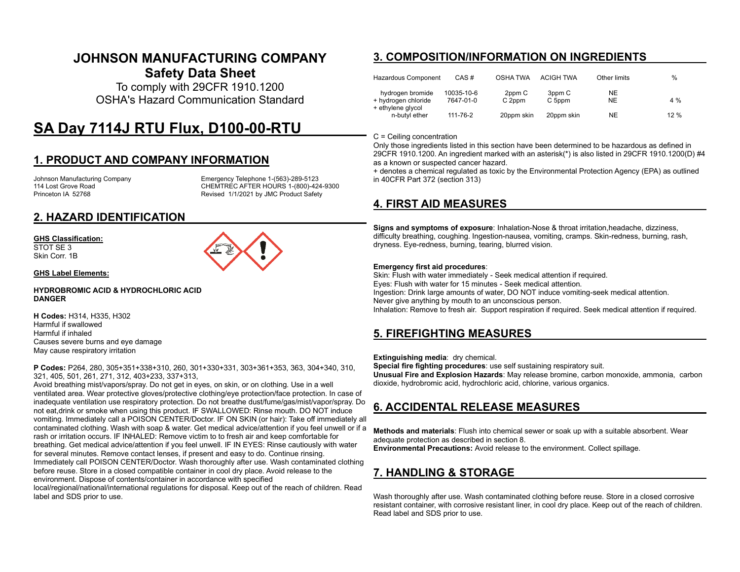# JOHNSON MANUFACTURING COMPANY
## Safety Data Sheet

To comply with 29CFR 1910.1200
OSHA's Hazard Communication Standard

# SA Day 7114J RTU Flux, D100-00-RTU

## 1. PRODUCT AND COMPANY INFORMATION

Johnson Manufacturing Company
114 Lost Grove Road
Princeton IA 52768

Emergency Telephone 1-(563)-289-5123
CHEMTREC AFTER HOURS 1-(800)-424-9300
Revised 1/1/2021 by JMC Product Safety

## 2. HAZARD IDENTIFICATION

**GHS Classification:**
STOT SE 3
Skin Corr. 1B

**GHS Label Elements:**

**HYDROBROMIC ACID & HYDROCHLORIC ACID**
**DANGER**

**H Codes:** H314, H335, H302
Harmful if swallowed
Harmful if inhaled
Causes severe burns and eye damage
May cause respiratory irritation

**P Codes:** P264, 280, 305+351+338+310, 260, 301+330+331, 303+361+353, 363, 304+340, 310, 321, 405, 501, 261, 271, 312, 403+233, 337+313,
Avoid breathing mist/vapors/spray. Do not get in eyes, on skin, or on clothing. Use in a well ventilated area. Wear protective gloves/protective clothing/eye protection/face protection. In case of inadequate ventilation use respiratory protection. Do not breathe dust/fume/gas/mist/vapor/spray. Do not eat,drink or smoke when using this product. IF SWALLOWED: Rinse mouth. DO NOT induce vomiting. Immediately call a POISON CENTER/Doctor. IF ON SKIN (or hair): Take off immediately all contaminated clothing. Wash with soap & water. Get medical advice/attention if you feel unwell or if a rash or irritation occurs. IF INHALED: Remove victim to to fresh air and keep comfortable for breathing. Get medical advice/attention if you feel unwell. IF IN EYES: Rinse cautiously with water for several minutes. Remove contact lenses, if present and easy to do. Continue rinsing. Immediately call POISON CENTER/Doctor. Wash thoroughly after use. Wash contaminated clothing before reuse. Store in a closed compatible container in cool dry place. Avoid release to the environment. Dispose of contents/container in accordance with specified local/regional/national/international regulations for disposal. Keep out of the reach of children. Read label and SDS prior to use.

## 3. COMPOSITION/INFORMATION ON INGREDIENTS

| Hazardous Component | CAS # | OSHA TWA | ACIGH TWA | Other limits | % |
|---|---|---|---|---|---|
| hydrogen bromide | 10035-10-6 | 2ppm C | 3ppm C | NE | |
| + hydrogen chloride | 7647-01-0 | C 2ppm | C 5ppm | NE | 4 % |
| + ethylene glycol n-butyl ether | 111-76-2 | 20ppm skin | 20ppm skin | NE | 12 % |

C = Ceiling concentration
Only those ingredients listed in this section have been determined to be hazardous as defined in 29CFR 1910.1200. An ingredient marked with an asterisk(*) is also listed in 29CFR 1910.1200(D) #4 as a known or suspected cancer hazard.
+ denotes a chemical regulated as toxic by the Environmental Protection Agency (EPA) as outlined in 40CFR Part 372 (section 313)

## 4. FIRST AID MEASURES

**Signs and symptoms of exposure**: Inhalation-Nose & throat irritation,headache, dizziness, difficulty breathing, coughing. Ingestion-nausea, vomiting, cramps. Skin-redness, burning, rash, dryness. Eye-redness, burning, tearing, blurred vision.

**Emergency first aid procedures**:
Skin: Flush with water immediately - Seek medical attention if required.
Eyes: Flush with water for 15 minutes - Seek medical attention.
Ingestion: Drink large amounts of water, DO NOT induce vomiting-seek medical attention.
Never give anything by mouth to an unconscious person.
Inhalation: Remove to fresh air. Support respiration if required. Seek medical attention if required.

## 5. FIREFIGHTING MEASURES

**Extinguishing media**: dry chemical.
**Special fire fighting procedures**: use self sustaining respiratory suit.
**Unusual Fire and Explosion Hazards**: May release bromine, carbon monoxide, ammonia, carbon dioxide, hydrobromic acid, hydrochloric acid, chlorine, various organics.

## 6. ACCIDENTAL RELEASE MEASURES

**Methods and materials**: Flush into chemical sewer or soak up with a suitable absorbent. Wear adequate protection as described in section 8.
**Environmental Precautions:** Avoid release to the environment. Collect spillage.

## 7. HANDLING & STORAGE

Wash thoroughly after use. Wash contaminated clothing before reuse. Store in a closed corrosive resistant container, with corrosive resistant liner, in cool dry place. Keep out of the reach of children. Read label and SDS prior to use.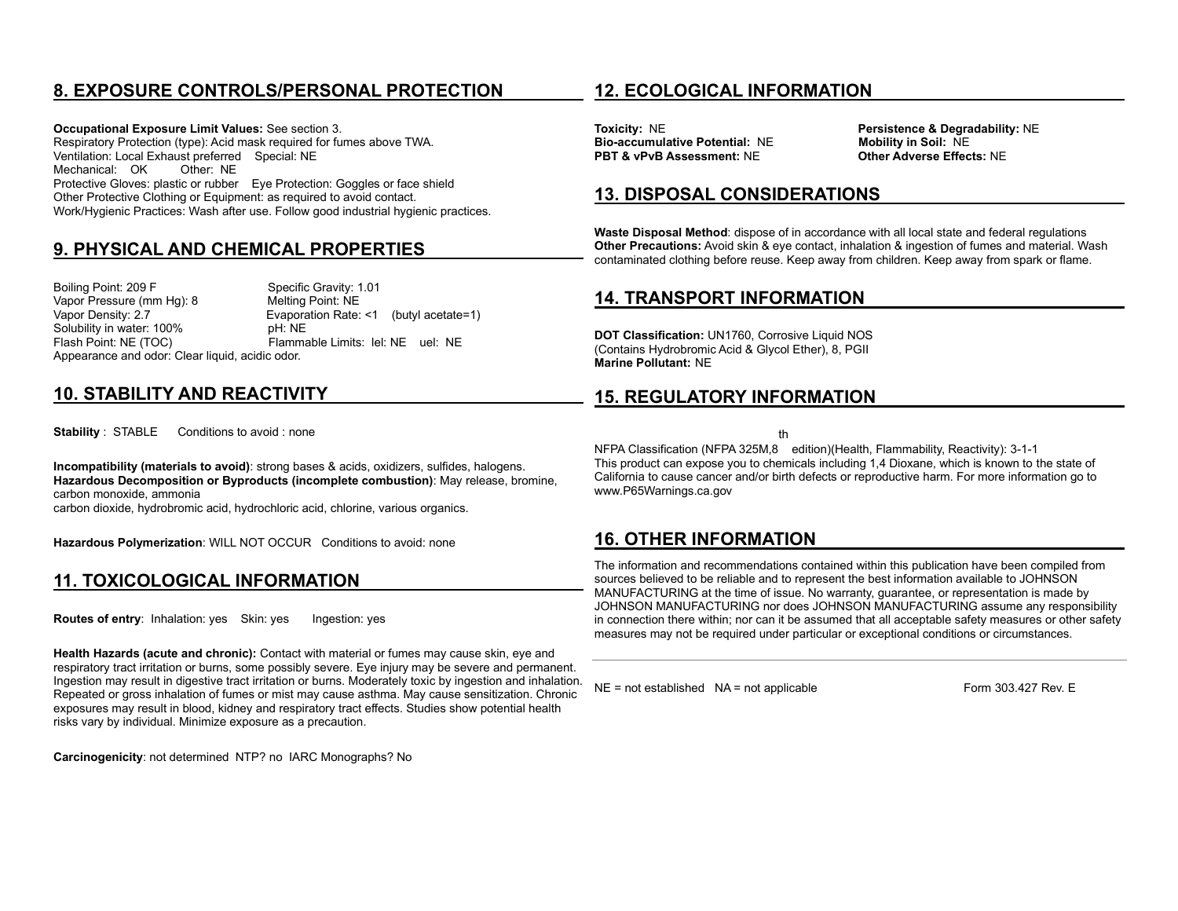## 8. EXPOSURE CONTROLS/PERSONAL PROTECTION

**Occupational Exposure Limit Values:** See section 3.
Respiratory Protection (type): Acid mask required for fumes above TWA.
Ventilation: Local Exhaust preferred Special: NE
Mechanical: OK Other: NE
Protective Gloves: plastic or rubber Eye Protection: Goggles or face shield
Other Protective Clothing or Equipment: as required to avoid contact.
Work/Hygienic Practices: Wash after use. Follow good industrial hygienic practices.

## 9. PHYSICAL AND CHEMICAL PROPERTIES

| | |
|---|---|
| Boiling Point: 209 F | Specific Gravity: 1.01 |
| Vapor Pressure (mm Hg): 8 | Melting Point: NE |
| Vapor Density: 2.7 | Evaporation Rate: <1 (butyl acetate=1) |
| Solubility in water: 100% | pH: NE |
| Flash Point: NE (TOC) | Flammable Limits: lel: NE uel: NE |

Appearance and odor: Clear liquid, acidic odor.

## 10. STABILITY AND REACTIVITY

**Stability** : STABLE Conditions to avoid : none

**Incompatibility (materials to avoid)**: strong bases & acids, oxidizers, sulfides, halogens.
**Hazardous Decomposition or Byproducts (incomplete combustion)**: May release, bromine, carbon monoxide, ammonia
carbon dioxide, hydrobromic acid, hydrochloric acid, chlorine, various organics.

**Hazardous Polymerization**: WILL NOT OCCUR Conditions to avoid: none

## 11. TOXICOLOGICAL INFORMATION

**Routes of entry**: Inhalation: yes Skin: yes Ingestion: yes

**Health Hazards (acute and chronic):** Contact with material or fumes may cause skin, eye and respiratory tract irritation or burns, some possibly severe. Eye injury may be severe and permanent. Ingestion may result in digestive tract irritation or burns. Moderately toxic by ingestion and inhalation. Repeated or gross inhalation of fumes or mist may cause asthma. May cause sensitization. Chronic exposures may result in blood, kidney and respiratory tract effects. Studies show potential health risks vary by individual. Minimize exposure as a precaution.

**Carcinogenicity**: not determined NTP? no IARC Monographs? No

## 12. ECOLOGICAL INFORMATION

**Toxicity:** NE
**Bio-accumulative Potential:** NE
**PBT & vPvB Assessment:** NE
**Persistence & Degradability:** NE
**Mobility in Soil:** NE
**Other Adverse Effects:** NE

## 13. DISPOSAL CONSIDERATIONS

**Waste Disposal Method**: dispose of in accordance with all local state and federal regulations
**Other Precautions:** Avoid skin & eye contact, inhalation & ingestion of fumes and material. Wash contaminated clothing before reuse. Keep away from children. Keep away from spark or flame.

## 14. TRANSPORT INFORMATION

**DOT Classification:** UN1760, Corrosive Liquid NOS (Contains Hydrobromic Acid & Glycol Ether), 8, PGII
**Marine Pollutant:** NE

## 15. REGULATORY INFORMATION

NFPA Classification (NFPA 325M,8th edition)(Health, Flammability, Reactivity): 3-1-1
This product can expose you to chemicals including 1,4 Dioxane, which is known to the state of California to cause cancer and/or birth defects or reproductive harm. For more information go to www.P65Warnings.ca.gov

## 16. OTHER INFORMATION

The information and recommendations contained within this publication have been compiled from sources believed to be reliable and to represent the best information available to JOHNSON MANUFACTURING at the time of issue. No warranty, guarantee, or representation is made by JOHNSON MANUFACTURING nor does JOHNSON MANUFACTURING assume any responsibility in connection there within; nor can it be assumed that all acceptable safety measures or other safety measures may not be required under particular or exceptional conditions or circumstances.

NE = not established NA = not applicable

Form 303.427 Rev. E